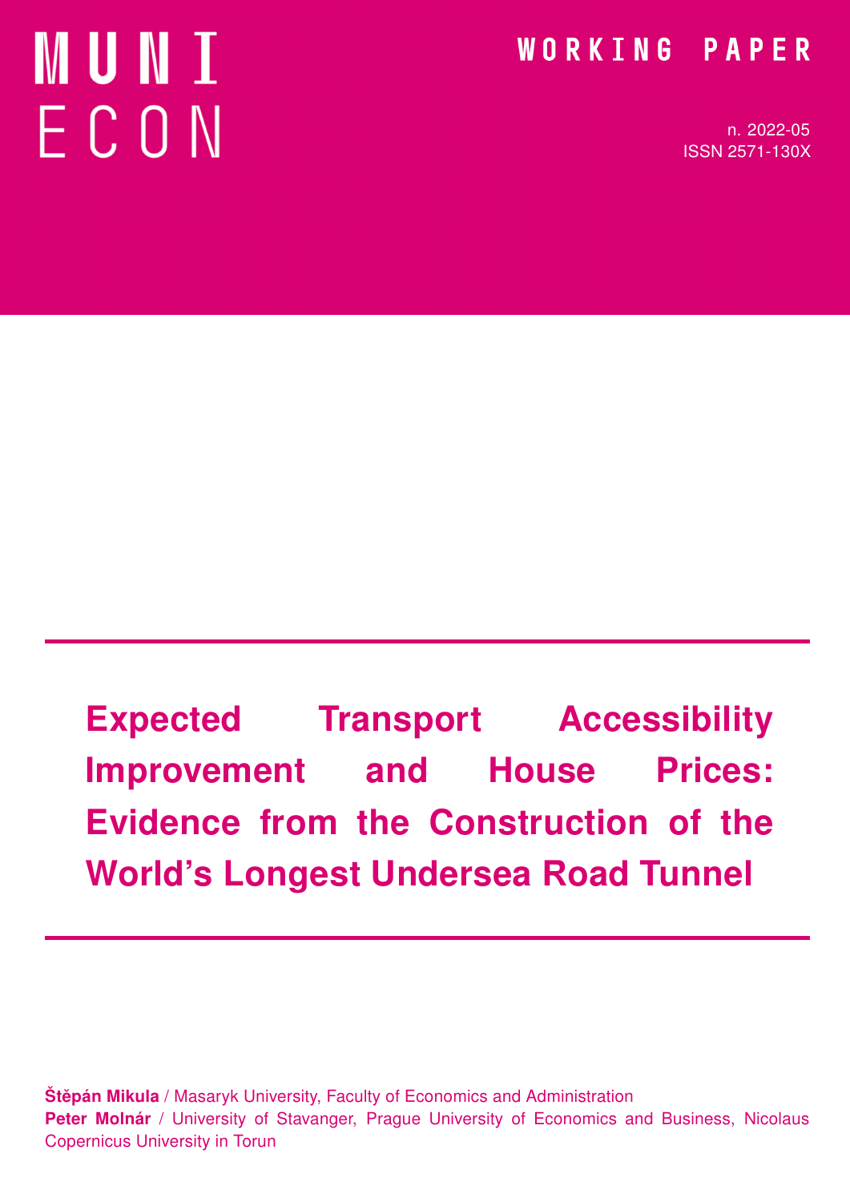MUNI ECON

WORKING PAPER

n. 2022-05
ISSN 2571-130X

# Expected Transport Accessibility Improvement and House Prices: Evidence from the Construction of the World's Longest Undersea Road Tunnel

**Štěpán Mikula** / Masaryk University, Faculty of Economics and Administration
**Peter Molnár** / University of Stavanger, Prague University of Economics and Business, Nicolaus Copernicus University in Torun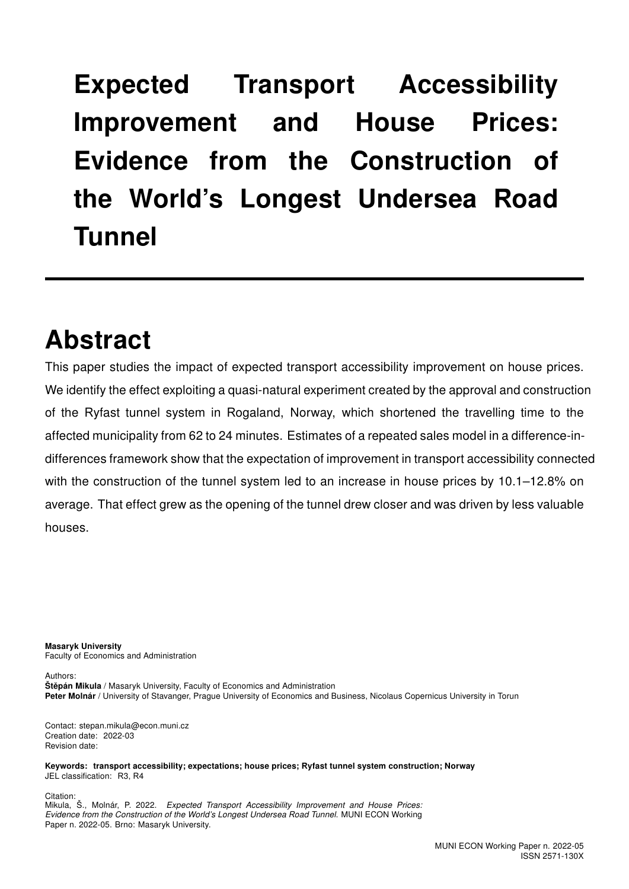# Expected Transport Accessibility Improvement and House Prices: Evidence from the Construction of the World's Longest Undersea Road Tunnel

## Abstract

This paper studies the impact of expected transport accessibility improvement on house prices. We identify the effect exploiting a quasi-natural experiment created by the approval and construction of the Ryfast tunnel system in Rogaland, Norway, which shortened the travelling time to the affected municipality from 62 to 24 minutes. Estimates of a repeated sales model in a difference-in-differences framework show that the expectation of improvement in transport accessibility connected with the construction of the tunnel system led to an increase in house prices by 10.1–12.8% on average. That effect grew as the opening of the tunnel drew closer and was driven by less valuable houses.

**Masaryk University**
Faculty of Economics and Administration

Authors:
**Štěpán Mikula** / Masaryk University, Faculty of Economics and Administration
**Peter Molnár** / University of Stavanger, Prague University of Economics and Business, Nicolaus Copernicus University in Torun

Contact: stepan.mikula@econ.muni.cz
Creation date: 2022-03
Revision date:

**Keywords: transport accessibility; expectations; house prices; Ryfast tunnel system construction; Norway**
JEL classification: R3, R4

Citation:
Mikula, Š., Molnár, P. 2022. *Expected Transport Accessibility Improvement and House Prices: Evidence from the Construction of the World's Longest Undersea Road Tunnel.* MUNI ECON Working Paper n. 2022-05. Brno: Masaryk University.

MUNI ECON Working Paper n. 2022-05
ISSN 2571-130X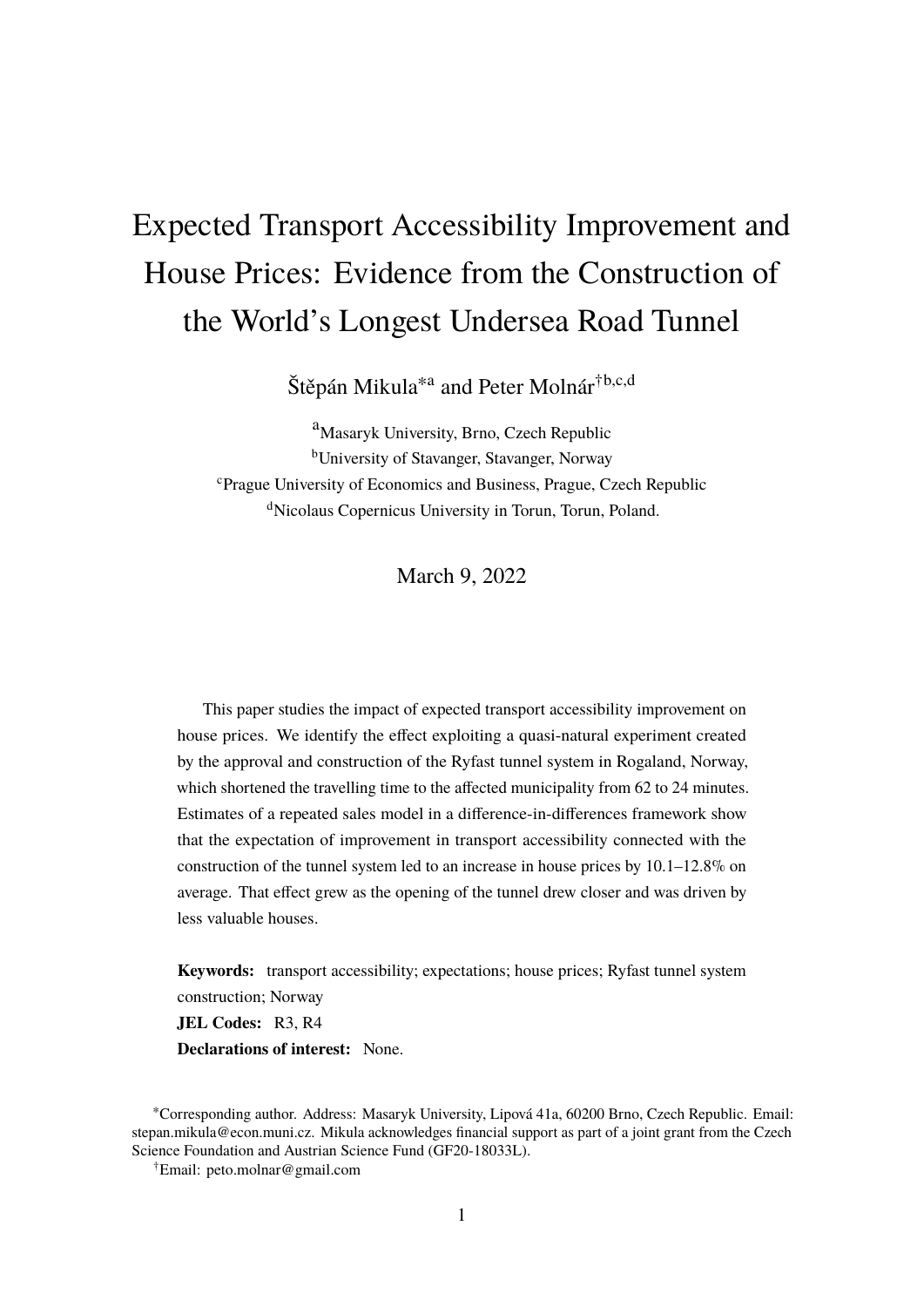# Expected Transport Accessibility Improvement and House Prices: Evidence from the Construction of the World's Longest Undersea Road Tunnel

Štěpán Mikula*[a] and Peter Molnár†[b,c,d]

[a]Masaryk University, Brno, Czech Republic
[b]University of Stavanger, Stavanger, Norway
[c]Prague University of Economics and Business, Prague, Czech Republic
[d]Nicolaus Copernicus University in Torun, Torun, Poland.

March 9, 2022

This paper studies the impact of expected transport accessibility improvement on house prices. We identify the effect exploiting a quasi-natural experiment created by the approval and construction of the Ryfast tunnel system in Rogaland, Norway, which shortened the travelling time to the affected municipality from 62 to 24 minutes. Estimates of a repeated sales model in a difference-in-differences framework show that the expectation of improvement in transport accessibility connected with the construction of the tunnel system led to an increase in house prices by 10.1–12.8% on average. That effect grew as the opening of the tunnel drew closer and was driven by less valuable houses.

**Keywords:** transport accessibility; expectations; house prices; Ryfast tunnel system construction; Norway

**JEL Codes:** R3, R4

**Declarations of interest:** None.

*Corresponding author. Address: Masaryk University, Lipová 41a, 60200 Brno, Czech Republic. Email: stepan.mikula@econ.muni.cz. Mikula acknowledges financial support as part of a joint grant from the Czech Science Foundation and Austrian Science Fund (GF20-18033L).

†Email: peto.molnar@gmail.com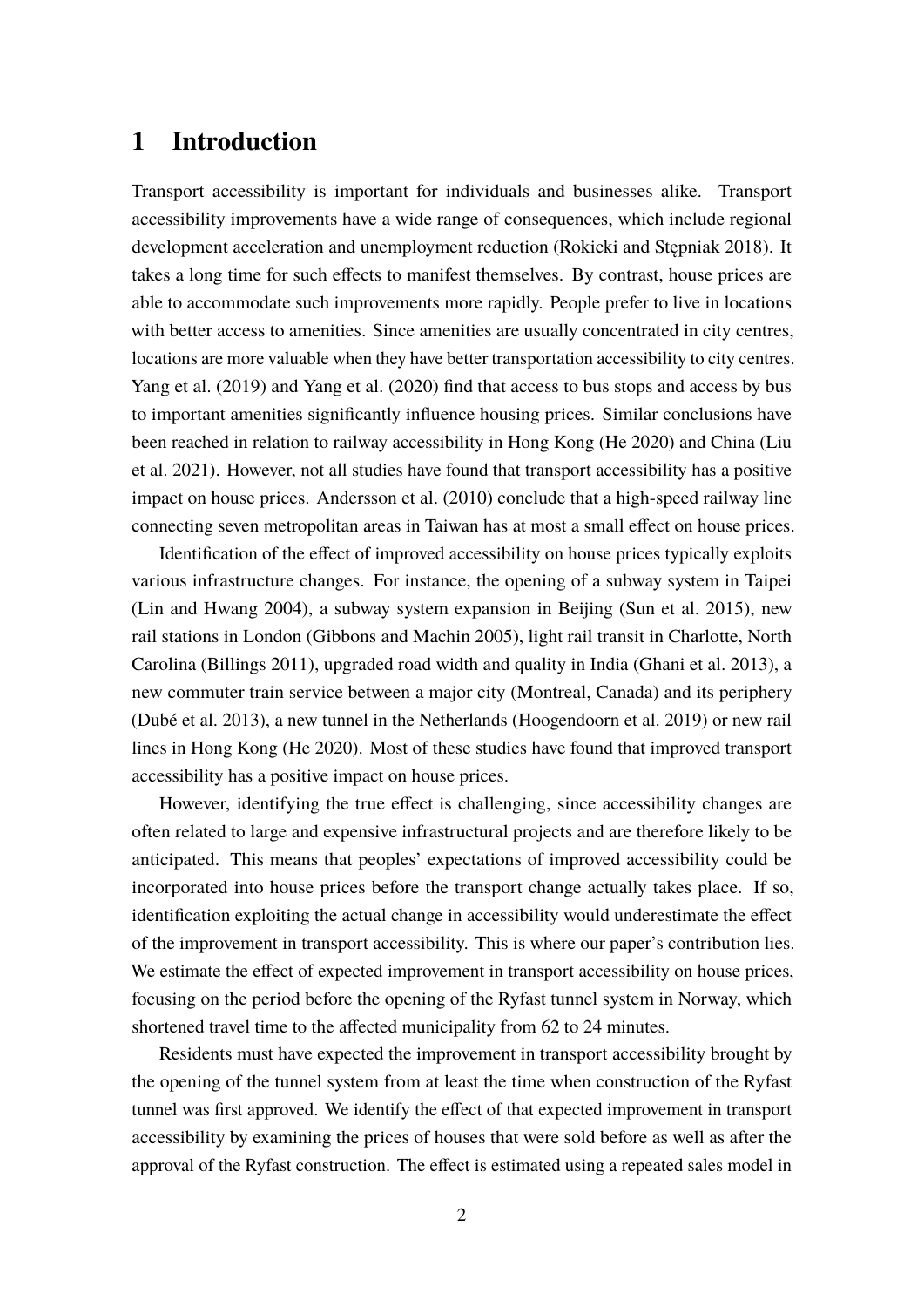# 1 Introduction

Transport accessibility is important for individuals and businesses alike. Transport accessibility improvements have a wide range of consequences, which include regional development acceleration and unemployment reduction (Rokicki and Stępniak 2018). It takes a long time for such effects to manifest themselves. By contrast, house prices are able to accommodate such improvements more rapidly. People prefer to live in locations with better access to amenities. Since amenities are usually concentrated in city centres, locations are more valuable when they have better transportation accessibility to city centres. Yang et al. (2019) and Yang et al. (2020) find that access to bus stops and access by bus to important amenities significantly influence housing prices. Similar conclusions have been reached in relation to railway accessibility in Hong Kong (He 2020) and China (Liu et al. 2021). However, not all studies have found that transport accessibility has a positive impact on house prices. Andersson et al. (2010) conclude that a high-speed railway line connecting seven metropolitan areas in Taiwan has at most a small effect on house prices.

Identification of the effect of improved accessibility on house prices typically exploits various infrastructure changes. For instance, the opening of a subway system in Taipei (Lin and Hwang 2004), a subway system expansion in Beijing (Sun et al. 2015), new rail stations in London (Gibbons and Machin 2005), light rail transit in Charlotte, North Carolina (Billings 2011), upgraded road width and quality in India (Ghani et al. 2013), a new commuter train service between a major city (Montreal, Canada) and its periphery (Dubé et al. 2013), a new tunnel in the Netherlands (Hoogendoorn et al. 2019) or new rail lines in Hong Kong (He 2020). Most of these studies have found that improved transport accessibility has a positive impact on house prices.

However, identifying the true effect is challenging, since accessibility changes are often related to large and expensive infrastructural projects and are therefore likely to be anticipated. This means that peoples' expectations of improved accessibility could be incorporated into house prices before the transport change actually takes place. If so, identification exploiting the actual change in accessibility would underestimate the effect of the improvement in transport accessibility. This is where our paper's contribution lies. We estimate the effect of expected improvement in transport accessibility on house prices, focusing on the period before the opening of the Ryfast tunnel system in Norway, which shortened travel time to the affected municipality from 62 to 24 minutes.

Residents must have expected the improvement in transport accessibility brought by the opening of the tunnel system from at least the time when construction of the Ryfast tunnel was first approved. We identify the effect of that expected improvement in transport accessibility by examining the prices of houses that were sold before as well as after the approval of the Ryfast construction. The effect is estimated using a repeated sales model in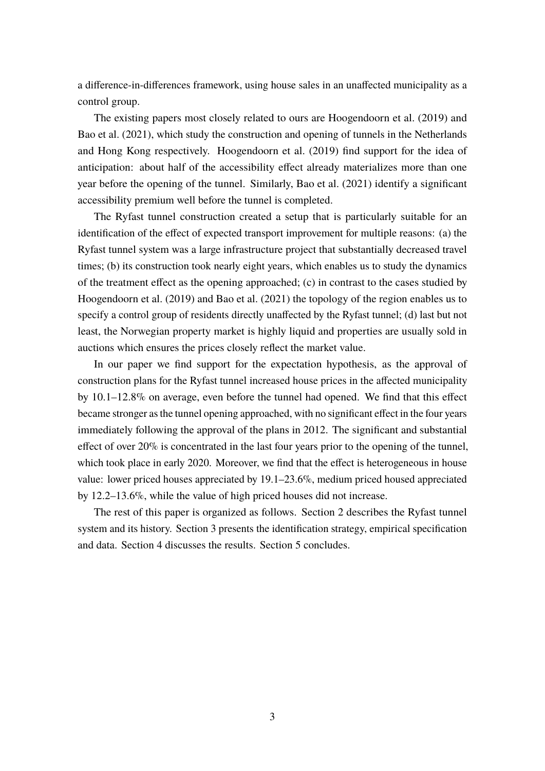a difference-in-differences framework, using house sales in an unaffected municipality as a control group.

The existing papers most closely related to ours are Hoogendoorn et al. (2019) and Bao et al. (2021), which study the construction and opening of tunnels in the Netherlands and Hong Kong respectively. Hoogendoorn et al. (2019) find support for the idea of anticipation: about half of the accessibility effect already materializes more than one year before the opening of the tunnel. Similarly, Bao et al. (2021) identify a significant accessibility premium well before the tunnel is completed.

The Ryfast tunnel construction created a setup that is particularly suitable for an identification of the effect of expected transport improvement for multiple reasons: (a) the Ryfast tunnel system was a large infrastructure project that substantially decreased travel times; (b) its construction took nearly eight years, which enables us to study the dynamics of the treatment effect as the opening approached; (c) in contrast to the cases studied by Hoogendoorn et al. (2019) and Bao et al. (2021) the topology of the region enables us to specify a control group of residents directly unaffected by the Ryfast tunnel; (d) last but not least, the Norwegian property market is highly liquid and properties are usually sold in auctions which ensures the prices closely reflect the market value.

In our paper we find support for the expectation hypothesis, as the approval of construction plans for the Ryfast tunnel increased house prices in the affected municipality by 10.1–12.8% on average, even before the tunnel had opened. We find that this effect became stronger as the tunnel opening approached, with no significant effect in the four years immediately following the approval of the plans in 2012. The significant and substantial effect of over 20% is concentrated in the last four years prior to the opening of the tunnel, which took place in early 2020. Moreover, we find that the effect is heterogeneous in house value: lower priced houses appreciated by 19.1–23.6%, medium priced housed appreciated by 12.2–13.6%, while the value of high priced houses did not increase.

The rest of this paper is organized as follows. Section 2 describes the Ryfast tunnel system and its history. Section 3 presents the identification strategy, empirical specification and data. Section 4 discusses the results. Section 5 concludes.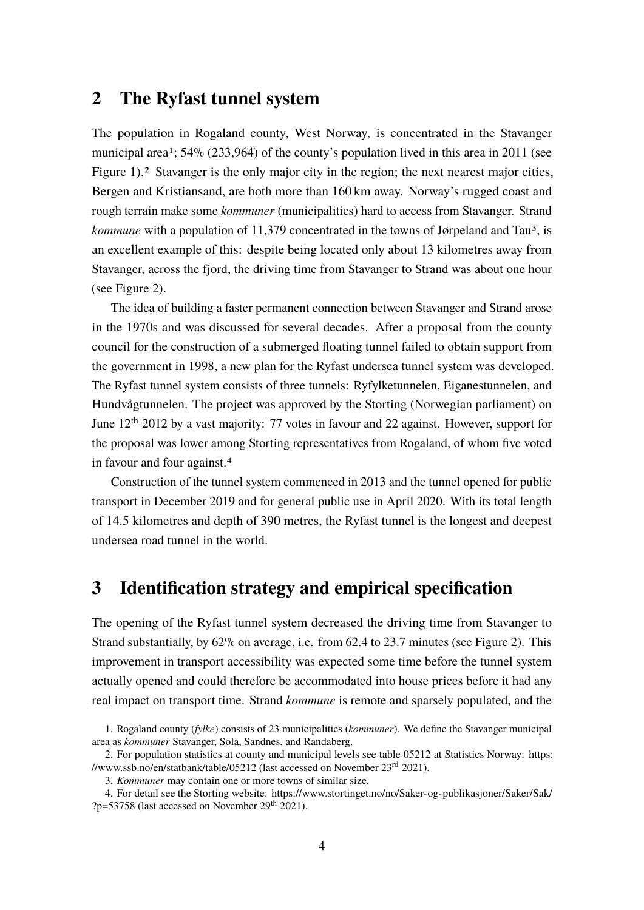## 2 The Ryfast tunnel system

The population in Rogaland county, West Norway, is concentrated in the Stavanger municipal area[1]; 54% (233,964) of the county's population lived in this area in 2011 (see Figure 1).[2] Stavanger is the only major city in the region; the next nearest major cities, Bergen and Kristiansand, are both more than 160 km away. Norway's rugged coast and rough terrain make some *kommuner* (municipalities) hard to access from Stavanger. Strand *kommune* with a population of 11,379 concentrated in the towns of Jørpeland and Tau[3], is an excellent example of this: despite being located only about 13 kilometres away from Stavanger, across the fjord, the driving time from Stavanger to Strand was about one hour (see Figure 2).

The idea of building a faster permanent connection between Stavanger and Strand arose in the 1970s and was discussed for several decades. After a proposal from the county council for the construction of a submerged floating tunnel failed to obtain support from the government in 1998, a new plan for the Ryfast undersea tunnel system was developed. The Ryfast tunnel system consists of three tunnels: Ryfylketunnelen, Eiganestunnelen, and Hundvågtunnelen. The project was approved by the Storting (Norwegian parliament) on June 12th 2012 by a vast majority: 77 votes in favour and 22 against. However, support for the proposal was lower among Storting representatives from Rogaland, of whom five voted in favour and four against.[4]

Construction of the tunnel system commenced in 2013 and the tunnel opened for public transport in December 2019 and for general public use in April 2020. With its total length of 14.5 kilometres and depth of 390 metres, the Ryfast tunnel is the longest and deepest undersea road tunnel in the world.

## 3 Identification strategy and empirical specification

The opening of the Ryfast tunnel system decreased the driving time from Stavanger to Strand substantially, by 62% on average, i.e. from 62.4 to 23.7 minutes (see Figure 2). This improvement in transport accessibility was expected some time before the tunnel system actually opened and could therefore be accommodated into house prices before it had any real impact on transport time. Strand *kommune* is remote and sparsely populated, and the

1. Rogaland county (*fylke*) consists of 23 municipalities (*kommuner*). We define the Stavanger municipal area as *kommuner* Stavanger, Sola, Sandnes, and Randaberg.

2. For population statistics at county and municipal levels see table 05212 at Statistics Norway: https://www.ssb.no/en/statbank/table/05212 (last accessed on November 23rd 2021).

3. *Kommuner* may contain one or more towns of similar size.

4. For detail see the Storting website: https://www.stortinget.no/no/Saker-og-publikasjoner/Saker/Sak/?p=53758 (last accessed on November 29th 2021).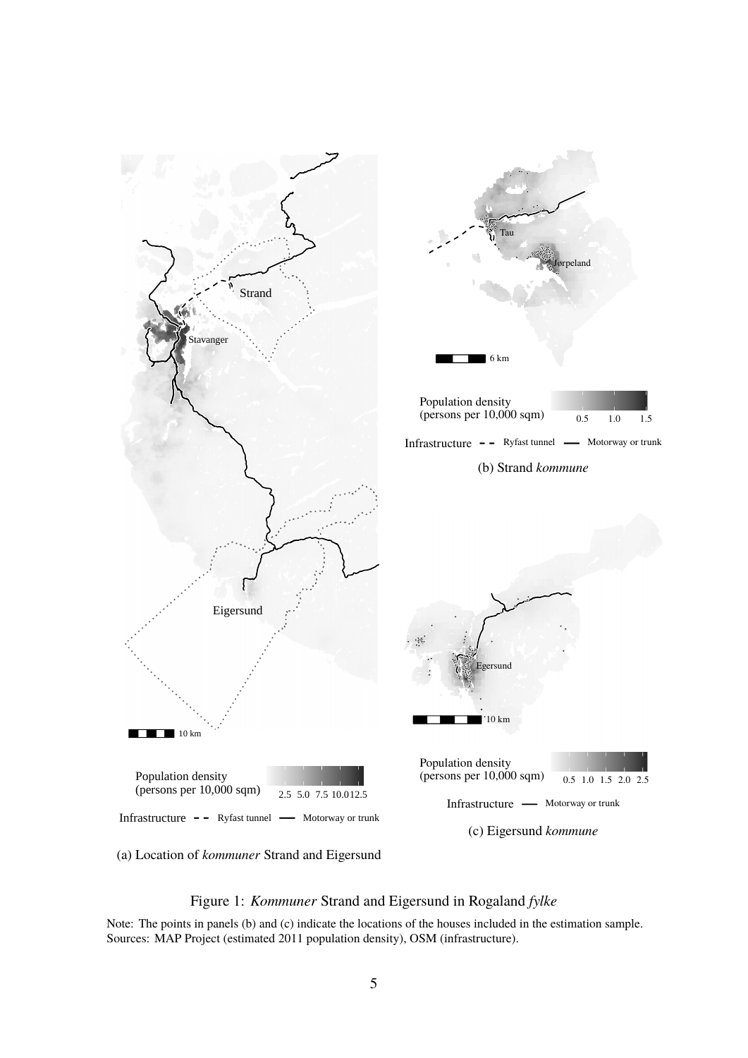(a) Location of *kommuner* Strand and Eigersund

(b) Strand *kommune*

(c) Eigersund *kommune*

Figure 1: *Kommuner* Strand and Eigersund in Rogaland *fylke*

Note: The points in panels (b) and (c) indicate the locations of the houses included in the estimation sample.
Sources: MAP Project (estimated 2011 population density), OSM (infrastructure).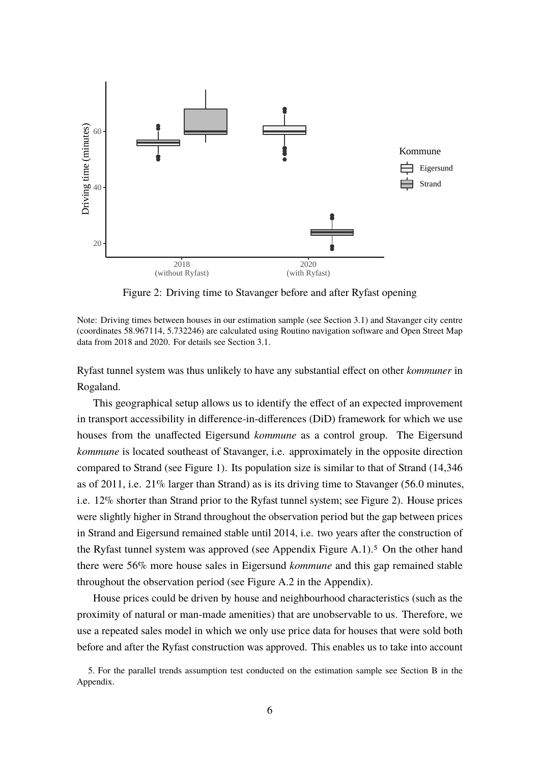Figure 2: Driving time to Stavanger before and after Ryfast opening

Note: Driving times between houses in our estimation sample (see Section 3.1) and Stavanger city centre (coordinates 58.967114, 5.732246) are calculated using Routino navigation software and Open Street Map data from 2018 and 2020. For details see Section 3.1.

Ryfast tunnel system was thus unlikely to have any substantial effect on other *kommuner* in Rogaland.

This geographical setup allows us to identify the effect of an expected improvement in transport accessibility in difference-in-differences (DiD) framework for which we use houses from the unaffected Eigersund *kommune* as a control group. The Eigersund *kommune* is located southeast of Stavanger, i.e. approximately in the opposite direction compared to Strand (see Figure 1). Its population size is similar to that of Strand (14,346 as of 2011, i.e. 21% larger than Strand) as is its driving time to Stavanger (56.0 minutes, i.e. 12% shorter than Strand prior to the Ryfast tunnel system; see Figure 2). House prices were slightly higher in Strand throughout the observation period but the gap between prices in Strand and Eigersund remained stable until 2014, i.e. two years after the construction of the Ryfast tunnel system was approved (see Appendix Figure A.1).[5] On the other hand there were 56% more house sales in Eigersund *kommune* and this gap remained stable throughout the observation period (see Figure A.2 in the Appendix).

House prices could be driven by house and neighbourhood characteristics (such as the proximity of natural or man-made amenities) that are unobservable to us. Therefore, we use a repeated sales model in which we only use price data for houses that were sold both before and after the Ryfast construction was approved. This enables us to take into account

5. For the parallel trends assumption test conducted on the estimation sample see Section B in the Appendix.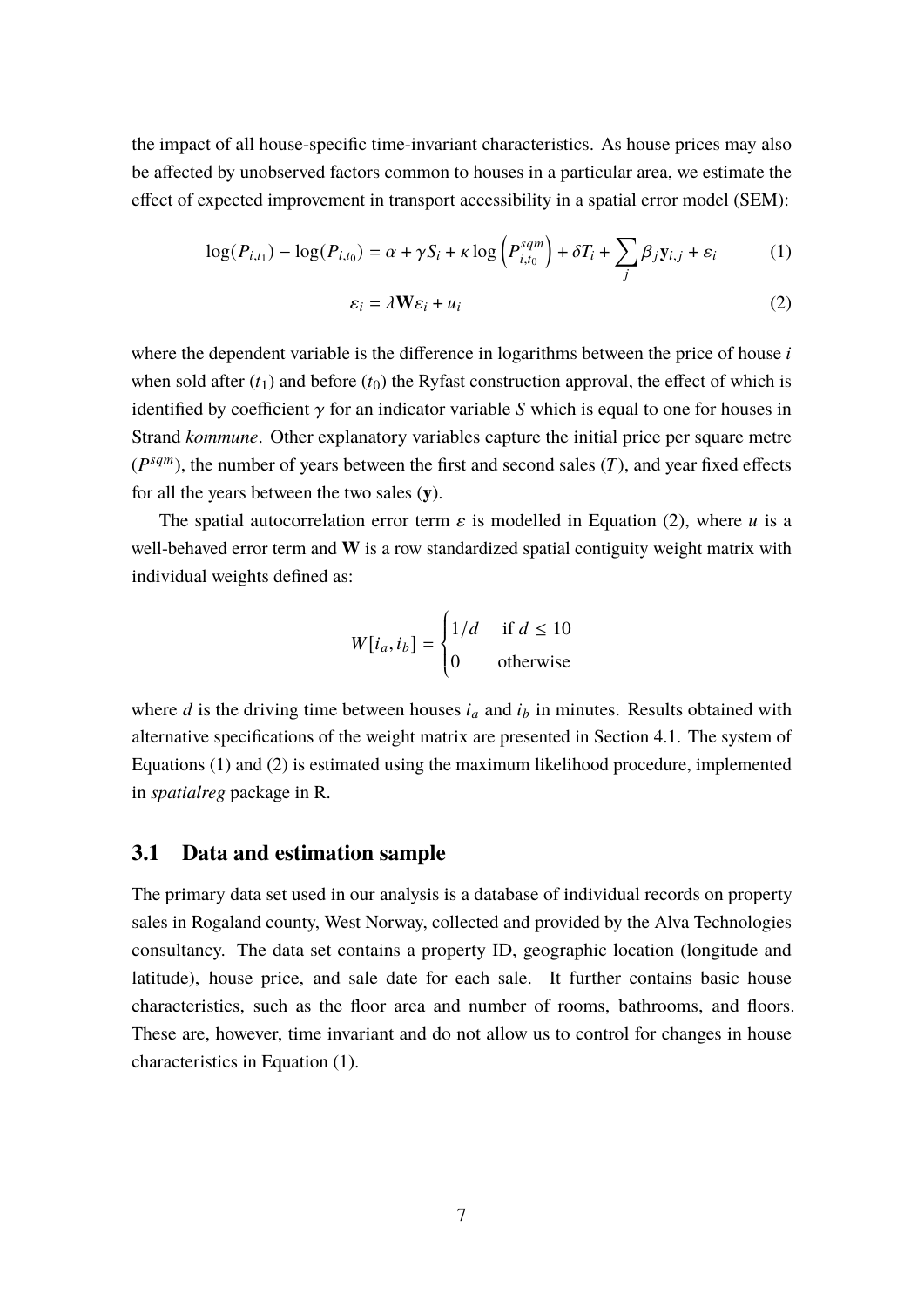the impact of all house-specific time-invariant characteristics. As house prices may also be affected by unobserved factors common to houses in a particular area, we estimate the effect of expected improvement in transport accessibility in a spatial error model (SEM):

$$\log(P_{i,t_1}) - \log(P_{i,t_0}) = \alpha + \gamma S_i + \kappa \log\left(P^{sqm}_{i,t_0}\right) + \delta T_i + \sum_j \beta_j \mathbf{y}_{i,j} + \varepsilon_i \tag{1}$$

$$\varepsilon_i = \lambda \mathbf{W} \varepsilon_i + u_i \tag{2}$$

where the dependent variable is the difference in logarithms between the price of house $i$ when sold after ($t_1$) and before ($t_0$) the Ryfast construction approval, the effect of which is identified by coefficient $\gamma$ for an indicator variable $S$ which is equal to one for houses in Strand *kommune*. Other explanatory variables capture the initial price per square metre ($P^{sqm}$), the number of years between the first and second sales ($T$), and year fixed effects for all the years between the two sales ($\mathbf{y}$).

The spatial autocorrelation error term $\varepsilon$ is modelled in Equation (2), where $u$ is a well-behaved error term and $\mathbf{W}$ is a row standardized spatial contiguity weight matrix with individual weights defined as:

$$W[i_a, i_b] = \begin{cases} 1/d & \text{if } d \leq 10 \\ 0 & \text{otherwise} \end{cases}$$

where $d$ is the driving time between houses $i_a$ and $i_b$ in minutes. Results obtained with alternative specifications of the weight matrix are presented in Section 4.1. The system of Equations (1) and (2) is estimated using the maximum likelihood procedure, implemented in *spatialreg* package in R.

## 3.1 Data and estimation sample

The primary data set used in our analysis is a database of individual records on property sales in Rogaland county, West Norway, collected and provided by the Alva Technologies consultancy. The data set contains a property ID, geographic location (longitude and latitude), house price, and sale date for each sale. It further contains basic house characteristics, such as the floor area and number of rooms, bathrooms, and floors. These are, however, time invariant and do not allow us to control for changes in house characteristics in Equation (1).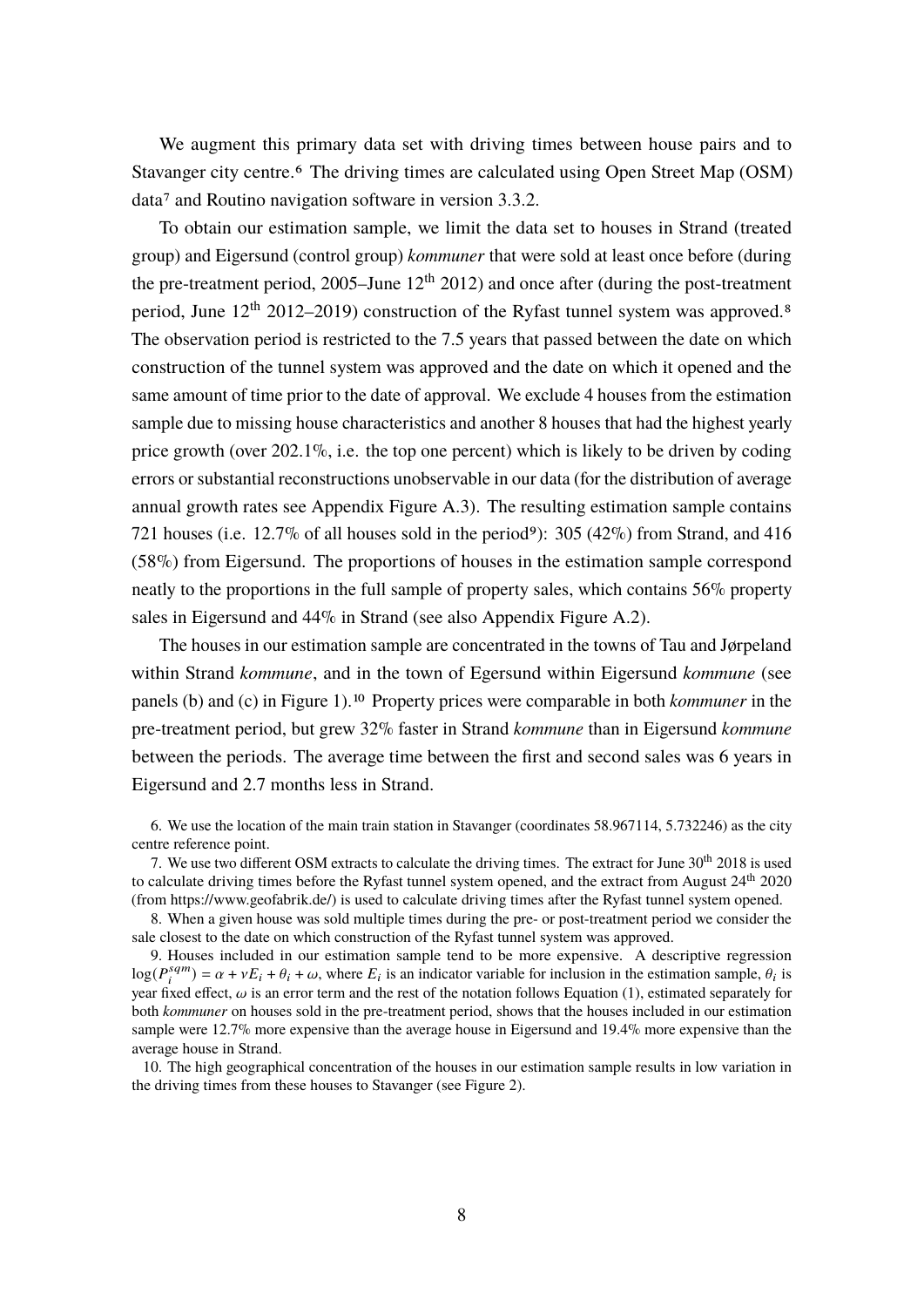We augment this primary data set with driving times between house pairs and to Stavanger city centre.[6] The driving times are calculated using Open Street Map (OSM) data[7] and Routino navigation software in version 3.3.2.

To obtain our estimation sample, we limit the data set to houses in Strand (treated group) and Eigersund (control group) *kommuner* that were sold at least once before (during the pre-treatment period, 2005–June 12$^{\text{th}}$ 2012) and once after (during the post-treatment period, June 12$^{\text{th}}$ 2012–2019) construction of the Ryfast tunnel system was approved.[8] The observation period is restricted to the 7.5 years that passed between the date on which construction of the tunnel system was approved and the date on which it opened and the same amount of time prior to the date of approval. We exclude 4 houses from the estimation sample due to missing house characteristics and another 8 houses that had the highest yearly price growth (over 202.1%, i.e. the top one percent) which is likely to be driven by coding errors or substantial reconstructions unobservable in our data (for the distribution of average annual growth rates see Appendix Figure A.3). The resulting estimation sample contains 721 houses (i.e. 12.7% of all houses sold in the period[9]): 305 (42%) from Strand, and 416 (58%) from Eigersund. The proportions of houses in the estimation sample correspond neatly to the proportions in the full sample of property sales, which contains 56% property sales in Eigersund and 44% in Strand (see also Appendix Figure A.2).

The houses in our estimation sample are concentrated in the towns of Tau and Jørpeland within Strand *kommune*, and in the town of Egersund within Eigersund *kommune* (see panels (b) and (c) in Figure 1).[10] Property prices were comparable in both *kommuner* in the pre-treatment period, but grew 32% faster in Strand *kommune* than in Eigersund *kommune* between the periods. The average time between the first and second sales was 6 years in Eigersund and 2.7 months less in Strand.

6. We use the location of the main train station in Stavanger (coordinates 58.967114, 5.732246) as the city centre reference point.

7. We use two different OSM extracts to calculate the driving times. The extract for June 30$^{\text{th}}$ 2018 is used to calculate driving times before the Ryfast tunnel system opened, and the extract from August 24$^{\text{th}}$ 2020 (from https://www.geofabrik.de/) is used to calculate driving times after the Ryfast tunnel system opened.

8. When a given house was sold multiple times during the pre- or post-treatment period we consider the sale closest to the date on which construction of the Ryfast tunnel system was approved.

9. Houses included in our estimation sample tend to be more expensive. A descriptive regression $\log(P_i^{sqm}) = \alpha + \nu E_i + \theta_i + \omega$, where $E_i$ is an indicator variable for inclusion in the estimation sample, $\theta_i$ is year fixed effect, $\omega$ is an error term and the rest of the notation follows Equation (1), estimated separately for both *kommuner* on houses sold in the pre-treatment period, shows that the houses included in our estimation sample were 12.7% more expensive than the average house in Eigersund and 19.4% more expensive than the average house in Strand.

10. The high geographical concentration of the houses in our estimation sample results in low variation in the driving times from these houses to Stavanger (see Figure 2).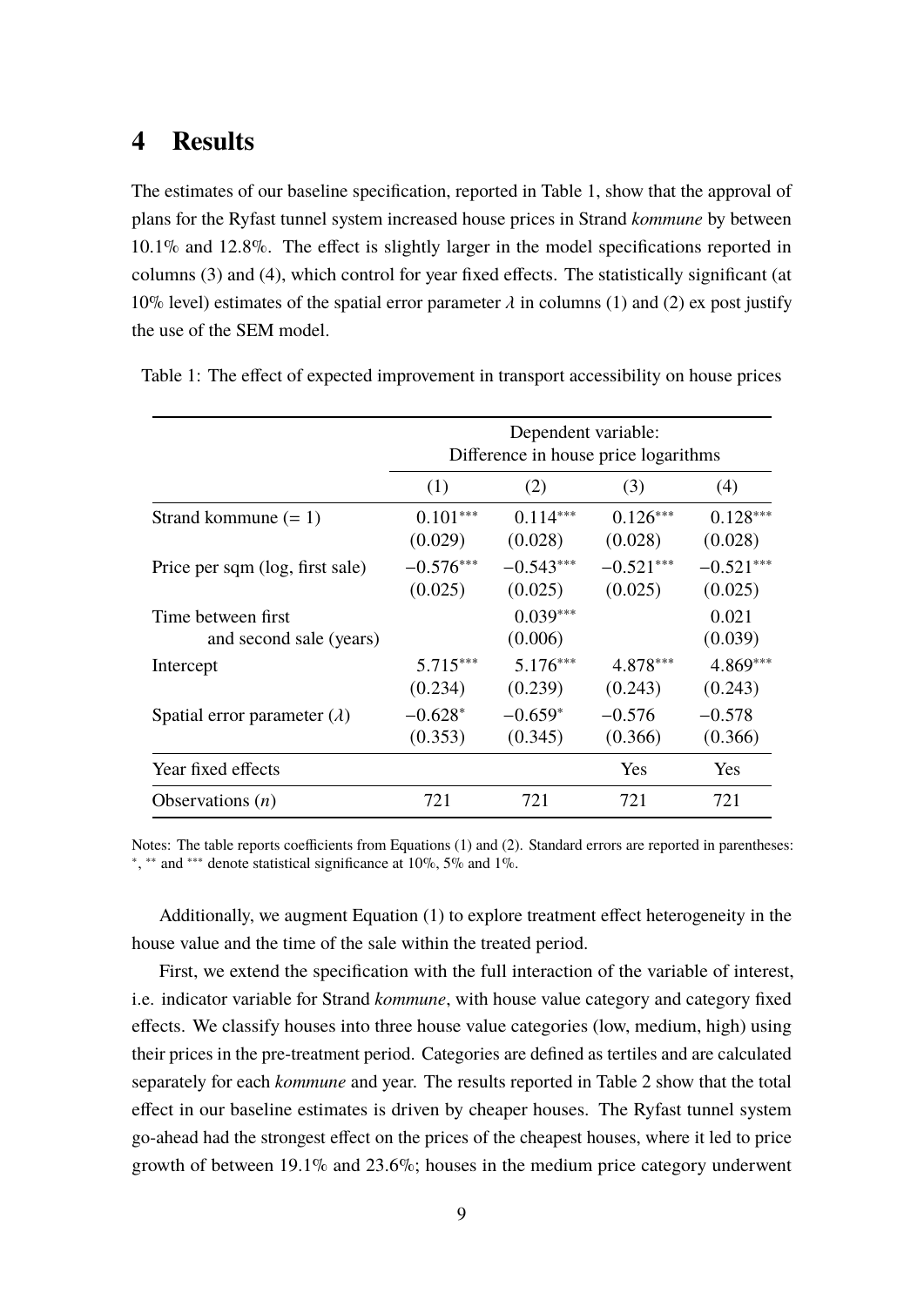# 4 Results

The estimates of our baseline specification, reported in Table 1, show that the approval of plans for the Ryfast tunnel system increased house prices in Strand *kommune* by between 10.1% and 12.8%. The effect is slightly larger in the model specifications reported in columns (3) and (4), which control for year fixed effects. The statistically significant (at 10% level) estimates of the spatial error parameter $\lambda$ in columns (1) and (2) ex post justify the use of the SEM model.

Table 1: The effect of expected improvement in transport accessibility on house prices

| | Dependent variable: Difference in house price logarithms | | | |
|---|---|---|---|---|
| | (1) | (2) | (3) | (4) |
| Strand kommune (= 1) | $0.101^{***}$ | $0.114^{***}$ | $0.126^{***}$ | $0.128^{***}$ |
| | (0.029) | (0.028) | (0.028) | (0.028) |
| Price per sqm (log, first sale) | $-0.576^{***}$ | $-0.543^{***}$ | $-0.521^{***}$ | $-0.521^{***}$ |
| | (0.025) | (0.025) | (0.025) | (0.025) |
| Time between first and second sale (years) | | $0.039^{***}$ | | 0.021 |
| | | (0.006) | | (0.039) |
| Intercept | $5.715^{***}$ | $5.176^{***}$ | $4.878^{***}$ | $4.869^{***}$ |
| | (0.234) | (0.239) | (0.243) | (0.243) |
| Spatial error parameter ($\lambda$) | $-0.628^{*}$ | $-0.659^{*}$ | $-0.576$ | $-0.578$ |
| | (0.353) | (0.345) | (0.366) | (0.366) |
| Year fixed effects | | | Yes | Yes |
| Observations ($n$) | 721 | 721 | 721 | 721 |

Notes: The table reports coefficients from Equations (1) and (2). Standard errors are reported in parentheses: $^{*}$, $^{**}$ and $^{***}$ denote statistical significance at 10%, 5% and 1%.

Additionally, we augment Equation (1) to explore treatment effect heterogeneity in the house value and the time of the sale within the treated period.

First, we extend the specification with the full interaction of the variable of interest, i.e. indicator variable for Strand *kommune*, with house value category and category fixed effects. We classify houses into three house value categories (low, medium, high) using their prices in the pre-treatment period. Categories are defined as tertiles and are calculated separately for each *kommune* and year. The results reported in Table 2 show that the total effect in our baseline estimates is driven by cheaper houses. The Ryfast tunnel system go-ahead had the strongest effect on the prices of the cheapest houses, where it led to price growth of between 19.1% and 23.6%; houses in the medium price category underwent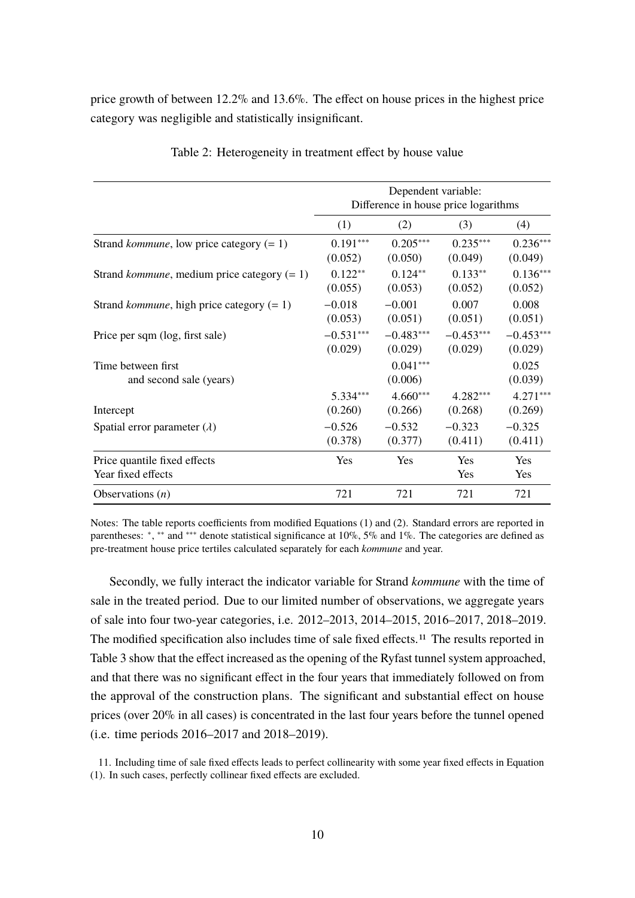price growth of between 12.2% and 13.6%. The effect on house prices in the highest price category was negligible and statistically insignificant.

Table 2: Heterogeneity in treatment effect by house value

| | Dependent variable: Difference in house price logarithms | | | |
|---|---|---|---|---|
| | (1) | (2) | (3) | (4) |
| Strand *kommune*, low price category (= 1) | 0.191*** | 0.205*** | 0.235*** | 0.236*** |
| | (0.052) | (0.050) | (0.049) | (0.049) |
| Strand *kommune*, medium price category (= 1) | 0.122** | 0.124** | 0.133** | 0.136*** |
| | (0.055) | (0.053) | (0.052) | (0.052) |
| Strand *kommune*, high price category (= 1) | −0.018 | −0.001 | 0.007 | 0.008 |
| | (0.053) | (0.051) | (0.051) | (0.051) |
| Price per sqm (log, first sale) | −0.531*** | −0.483*** | −0.453*** | −0.453*** |
| | (0.029) | (0.029) | (0.029) | (0.029) |
| Time between first and second sale (years) | | 0.041*** | | 0.025 |
| | | (0.006) | | (0.039) |
| Intercept | 5.334*** | 4.660*** | 4.282*** | 4.271*** |
| | (0.260) | (0.266) | (0.268) | (0.269) |
| Spatial error parameter ($\lambda$) | −0.526 | −0.532 | −0.323 | −0.325 |
| | (0.378) | (0.377) | (0.411) | (0.411) |
| Price quantile fixed effects | Yes | Yes | Yes | Yes |
| Year fixed effects | | | Yes | Yes |
| Observations ($n$) | 721 | 721 | 721 | 721 |

Notes: The table reports coefficients from modified Equations (1) and (2). Standard errors are reported in parentheses: *, ** and *** denote statistical significance at 10%, 5% and 1%. The categories are defined as pre-treatment house price tertiles calculated separately for each *kommune* and year.

Secondly, we fully interact the indicator variable for Strand *kommune* with the time of sale in the treated period. Due to our limited number of observations, we aggregate years of sale into four two-year categories, i.e. 2012–2013, 2014–2015, 2016–2017, 2018–2019. The modified specification also includes time of sale fixed effects.[11] The results reported in Table 3 show that the effect increased as the opening of the Ryfast tunnel system approached, and that there was no significant effect in the four years that immediately followed on from the approval of the construction plans. The significant and substantial effect on house prices (over 20% in all cases) is concentrated in the last four years before the tunnel opened (i.e. time periods 2016–2017 and 2018–2019).

11. Including time of sale fixed effects leads to perfect collinearity with some year fixed effects in Equation (1). In such cases, perfectly collinear fixed effects are excluded.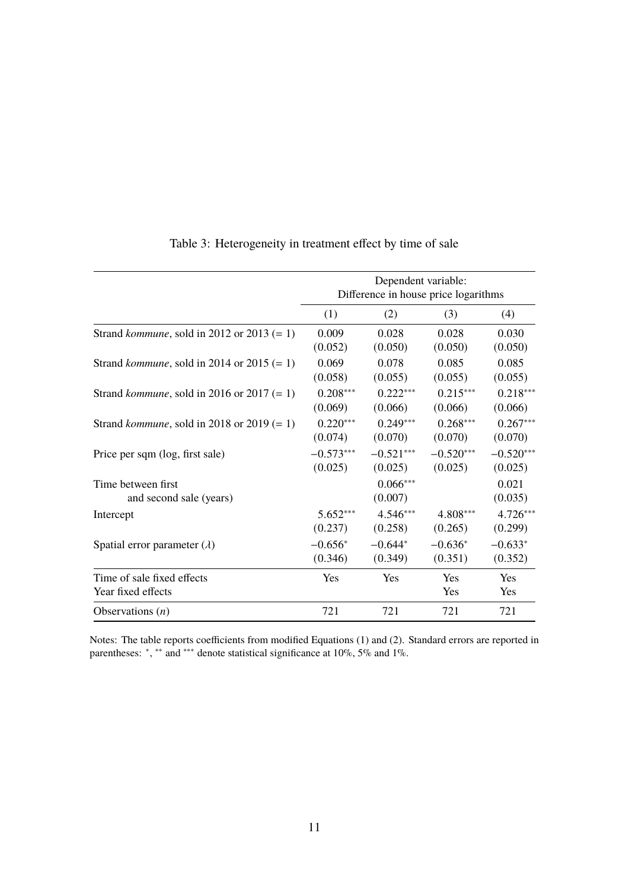Table 3: Heterogeneity in treatment effect by time of sale

| | Dependent variable: Difference in house price logarithms | | | |
|---|---|---|---|---|
| | (1) | (2) | (3) | (4) |
| Strand *kommune*, sold in 2012 or 2013 (= 1) | 0.009 | 0.028 | 0.028 | 0.030 |
| | (0.052) | (0.050) | (0.050) | (0.050) |
| Strand *kommune*, sold in 2014 or 2015 (= 1) | 0.069 | 0.078 | 0.085 | 0.085 |
| | (0.058) | (0.055) | (0.055) | (0.055) |
| Strand *kommune*, sold in 2016 or 2017 (= 1) | $0.208^{***}$ | $0.222^{***}$ | $0.215^{***}$ | $0.218^{***}$ |
| | (0.069) | (0.066) | (0.066) | (0.066) |
| Strand *kommune*, sold in 2018 or 2019 (= 1) | $0.220^{***}$ | $0.249^{***}$ | $0.268^{***}$ | $0.267^{***}$ |
| | (0.074) | (0.070) | (0.070) | (0.070) |
| Price per sqm (log, first sale) | $-0.573^{***}$ | $-0.521^{***}$ | $-0.520^{***}$ | $-0.520^{***}$ |
| | (0.025) | (0.025) | (0.025) | (0.025) |
| Time between first and second sale (years) | | $0.066^{***}$ | | 0.021 |
| | | (0.007) | | (0.035) |
| Intercept | $5.652^{***}$ | $4.546^{***}$ | $4.808^{***}$ | $4.726^{***}$ |
| | (0.237) | (0.258) | (0.265) | (0.299) |
| Spatial error parameter ($\lambda$) | $-0.656^{*}$ | $-0.644^{*}$ | $-0.636^{*}$ | $-0.633^{*}$ |
| | (0.346) | (0.349) | (0.351) | (0.352) |
| Time of sale fixed effects | Yes | Yes | Yes | Yes |
| Year fixed effects | | | Yes | Yes |
| Observations ($n$) | 721 | 721 | 721 | 721 |

Notes: The table reports coefficients from modified Equations (1) and (2). Standard errors are reported in parentheses: $^{*}$, $^{**}$ and $^{***}$ denote statistical significance at 10%, 5% and 1%.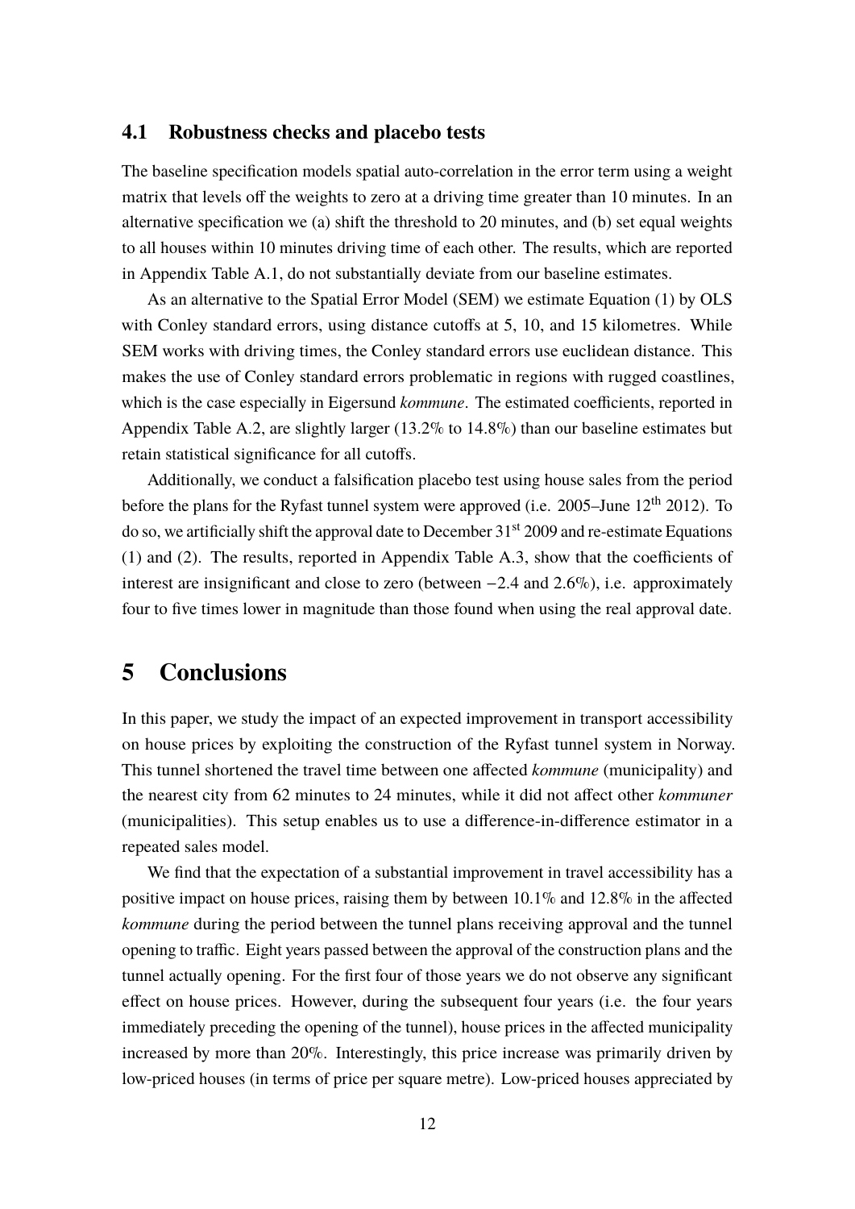### 4.1 Robustness checks and placebo tests

The baseline specification models spatial auto-correlation in the error term using a weight matrix that levels off the weights to zero at a driving time greater than 10 minutes. In an alternative specification we (a) shift the threshold to 20 minutes, and (b) set equal weights to all houses within 10 minutes driving time of each other. The results, which are reported in Appendix Table A.1, do not substantially deviate from our baseline estimates.

As an alternative to the Spatial Error Model (SEM) we estimate Equation (1) by OLS with Conley standard errors, using distance cutoffs at 5, 10, and 15 kilometres. While SEM works with driving times, the Conley standard errors use euclidean distance. This makes the use of Conley standard errors problematic in regions with rugged coastlines, which is the case especially in Eigersund *kommune*. The estimated coefficients, reported in Appendix Table A.2, are slightly larger (13.2% to 14.8%) than our baseline estimates but retain statistical significance for all cutoffs.

Additionally, we conduct a falsification placebo test using house sales from the period before the plans for the Ryfast tunnel system were approved (i.e. 2005–June 12$^{\text{th}}$ 2012). To do so, we artificially shift the approval date to December 31$^{\text{st}}$ 2009 and re-estimate Equations (1) and (2). The results, reported in Appendix Table A.3, show that the coefficients of interest are insignificant and close to zero (between $-2.4$ and 2.6%), i.e. approximately four to five times lower in magnitude than those found when using the real approval date.

# 5 Conclusions

In this paper, we study the impact of an expected improvement in transport accessibility on house prices by exploiting the construction of the Ryfast tunnel system in Norway. This tunnel shortened the travel time between one affected *kommune* (municipality) and the nearest city from 62 minutes to 24 minutes, while it did not affect other *kommuner* (municipalities). This setup enables us to use a difference-in-difference estimator in a repeated sales model.

We find that the expectation of a substantial improvement in travel accessibility has a positive impact on house prices, raising them by between 10.1% and 12.8% in the affected *kommune* during the period between the tunnel plans receiving approval and the tunnel opening to traffic. Eight years passed between the approval of the construction plans and the tunnel actually opening. For the first four of those years we do not observe any significant effect on house prices. However, during the subsequent four years (i.e. the four years immediately preceding the opening of the tunnel), house prices in the affected municipality increased by more than 20%. Interestingly, this price increase was primarily driven by low-priced houses (in terms of price per square metre). Low-priced houses appreciated by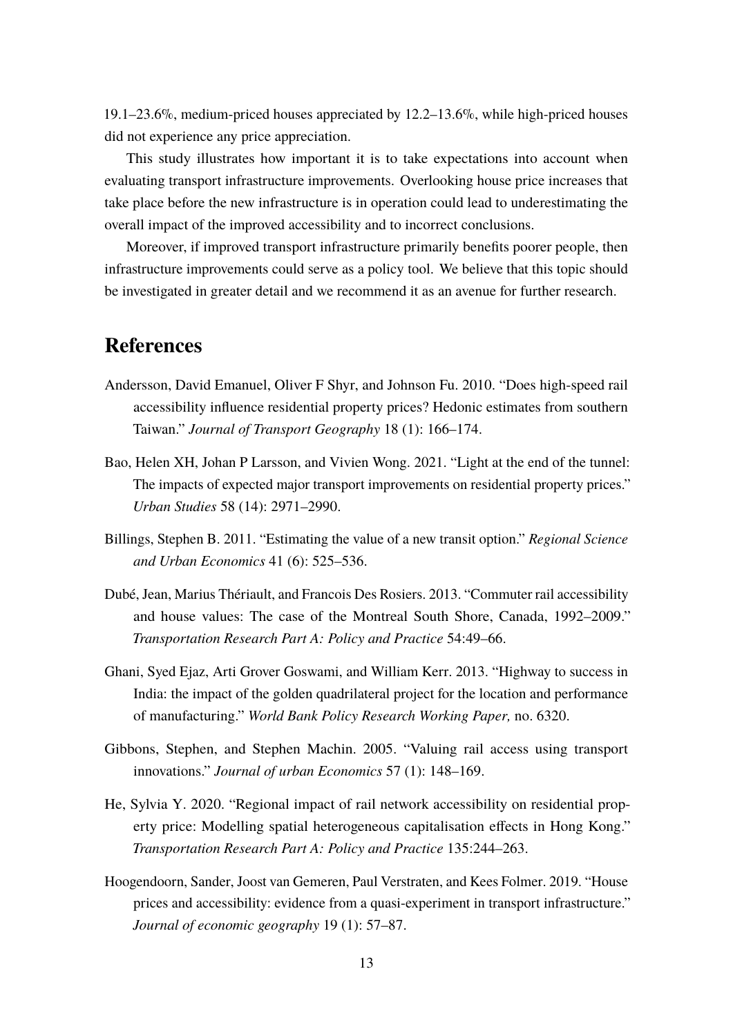19.1–23.6%, medium-priced houses appreciated by 12.2–13.6%, while high-priced houses did not experience any price appreciation.

This study illustrates how important it is to take expectations into account when evaluating transport infrastructure improvements. Overlooking house price increases that take place before the new infrastructure is in operation could lead to underestimating the overall impact of the improved accessibility and to incorrect conclusions.

Moreover, if improved transport infrastructure primarily benefits poorer people, then infrastructure improvements could serve as a policy tool. We believe that this topic should be investigated in greater detail and we recommend it as an avenue for further research.

# References

Andersson, David Emanuel, Oliver F Shyr, and Johnson Fu. 2010. "Does high-speed rail accessibility influence residential property prices? Hedonic estimates from southern Taiwan." *Journal of Transport Geography* 18 (1): 166–174.

Bao, Helen XH, Johan P Larsson, and Vivien Wong. 2021. "Light at the end of the tunnel: The impacts of expected major transport improvements on residential property prices." *Urban Studies* 58 (14): 2971–2990.

Billings, Stephen B. 2011. "Estimating the value of a new transit option." *Regional Science and Urban Economics* 41 (6): 525–536.

Dubé, Jean, Marius Thériault, and Francois Des Rosiers. 2013. "Commuter rail accessibility and house values: The case of the Montreal South Shore, Canada, 1992–2009." *Transportation Research Part A: Policy and Practice* 54:49–66.

Ghani, Syed Ejaz, Arti Grover Goswami, and William Kerr. 2013. "Highway to success in India: the impact of the golden quadrilateral project for the location and performance of manufacturing." *World Bank Policy Research Working Paper,* no. 6320.

Gibbons, Stephen, and Stephen Machin. 2005. "Valuing rail access using transport innovations." *Journal of urban Economics* 57 (1): 148–169.

He, Sylvia Y. 2020. "Regional impact of rail network accessibility on residential property price: Modelling spatial heterogeneous capitalisation effects in Hong Kong." *Transportation Research Part A: Policy and Practice* 135:244–263.

Hoogendoorn, Sander, Joost van Gemeren, Paul Verstraten, and Kees Folmer. 2019. "House prices and accessibility: evidence from a quasi-experiment in transport infrastructure." *Journal of economic geography* 19 (1): 57–87.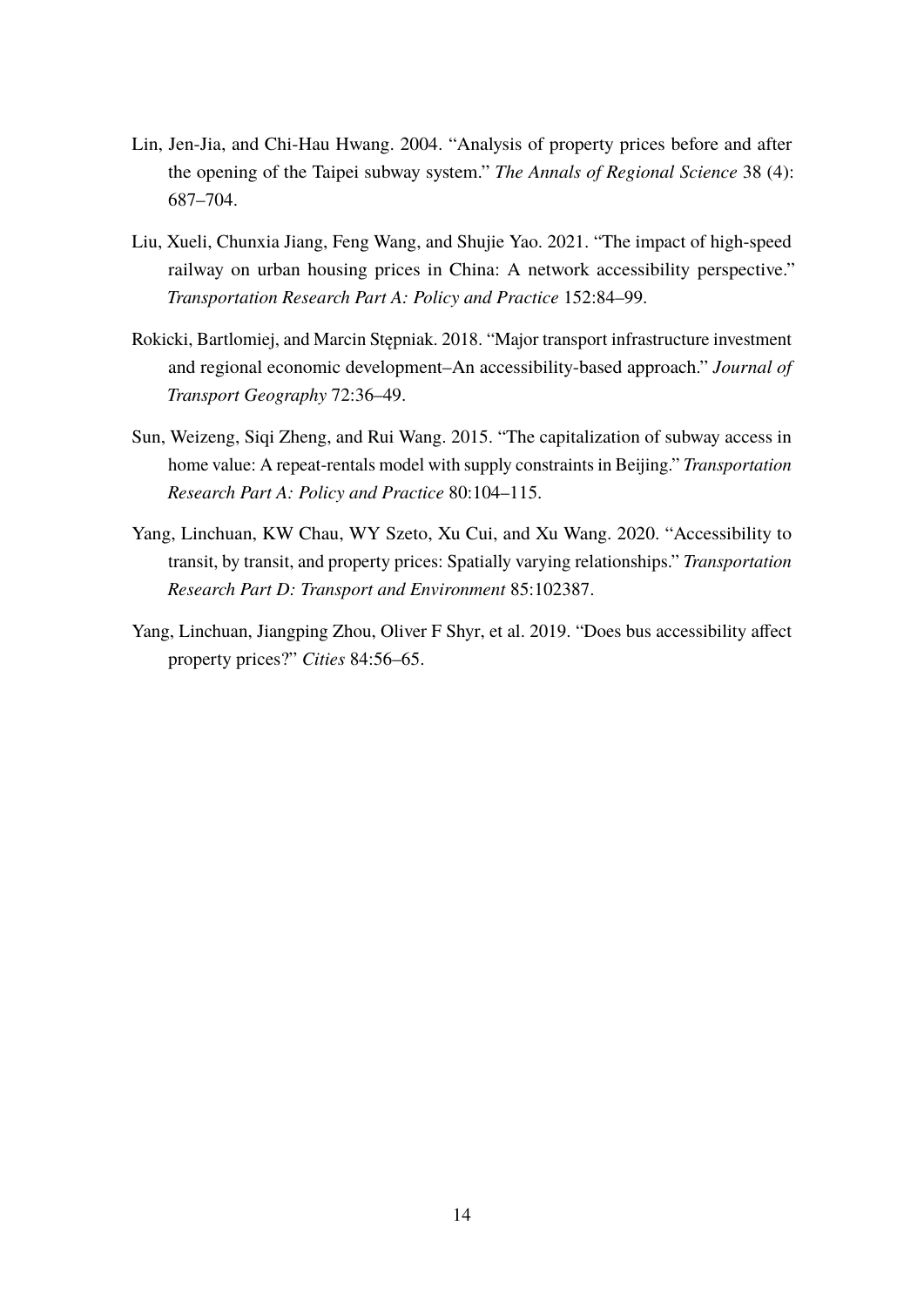Lin, Jen-Jia, and Chi-Hau Hwang. 2004. "Analysis of property prices before and after the opening of the Taipei subway system." *The Annals of Regional Science* 38 (4): 687–704.

Liu, Xueli, Chunxia Jiang, Feng Wang, and Shujie Yao. 2021. "The impact of high-speed railway on urban housing prices in China: A network accessibility perspective." *Transportation Research Part A: Policy and Practice* 152:84–99.

Rokicki, Bartlomiej, and Marcin Stępniak. 2018. "Major transport infrastructure investment and regional economic development–An accessibility-based approach." *Journal of Transport Geography* 72:36–49.

Sun, Weizeng, Siqi Zheng, and Rui Wang. 2015. "The capitalization of subway access in home value: A repeat-rentals model with supply constraints in Beijing." *Transportation Research Part A: Policy and Practice* 80:104–115.

Yang, Linchuan, KW Chau, WY Szeto, Xu Cui, and Xu Wang. 2020. "Accessibility to transit, by transit, and property prices: Spatially varying relationships." *Transportation Research Part D: Transport and Environment* 85:102387.

Yang, Linchuan, Jiangping Zhou, Oliver F Shyr, et al. 2019. "Does bus accessibility affect property prices?" *Cities* 84:56–65.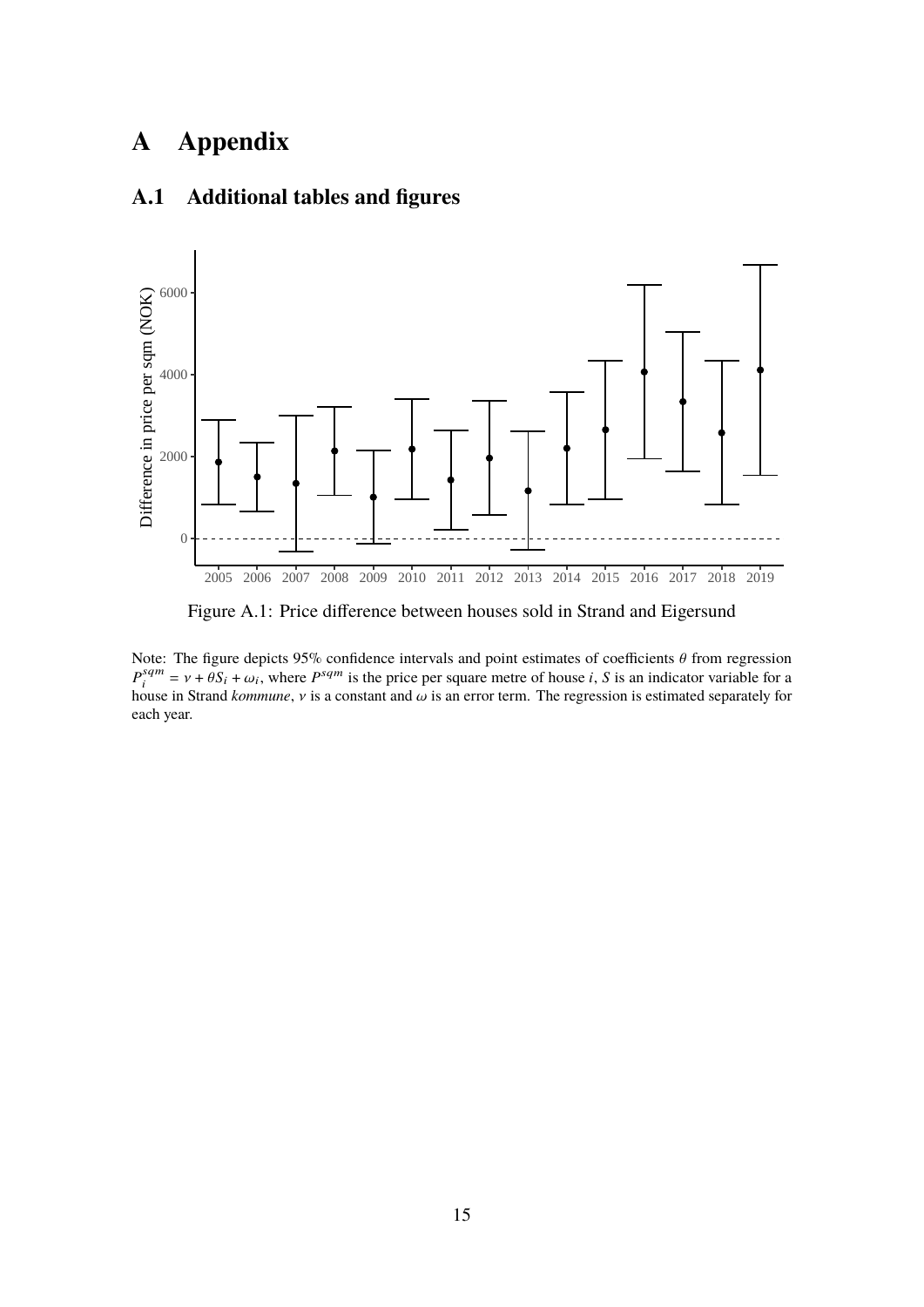# A Appendix

## A.1 Additional tables and figures

Figure A.1: Price difference between houses sold in Strand and Eigersund

Note: The figure depicts 95% confidence intervals and point estimates of coefficients $\theta$ from regression $P_i^{sqm} = \nu + \theta S_i + \omega_i$, where $P^{sqm}$ is the price per square metre of house $i$, $S$ is an indicator variable for a house in Strand *kommune*, $\nu$ is a constant and $\omega$ is an error term. The regression is estimated separately for each year.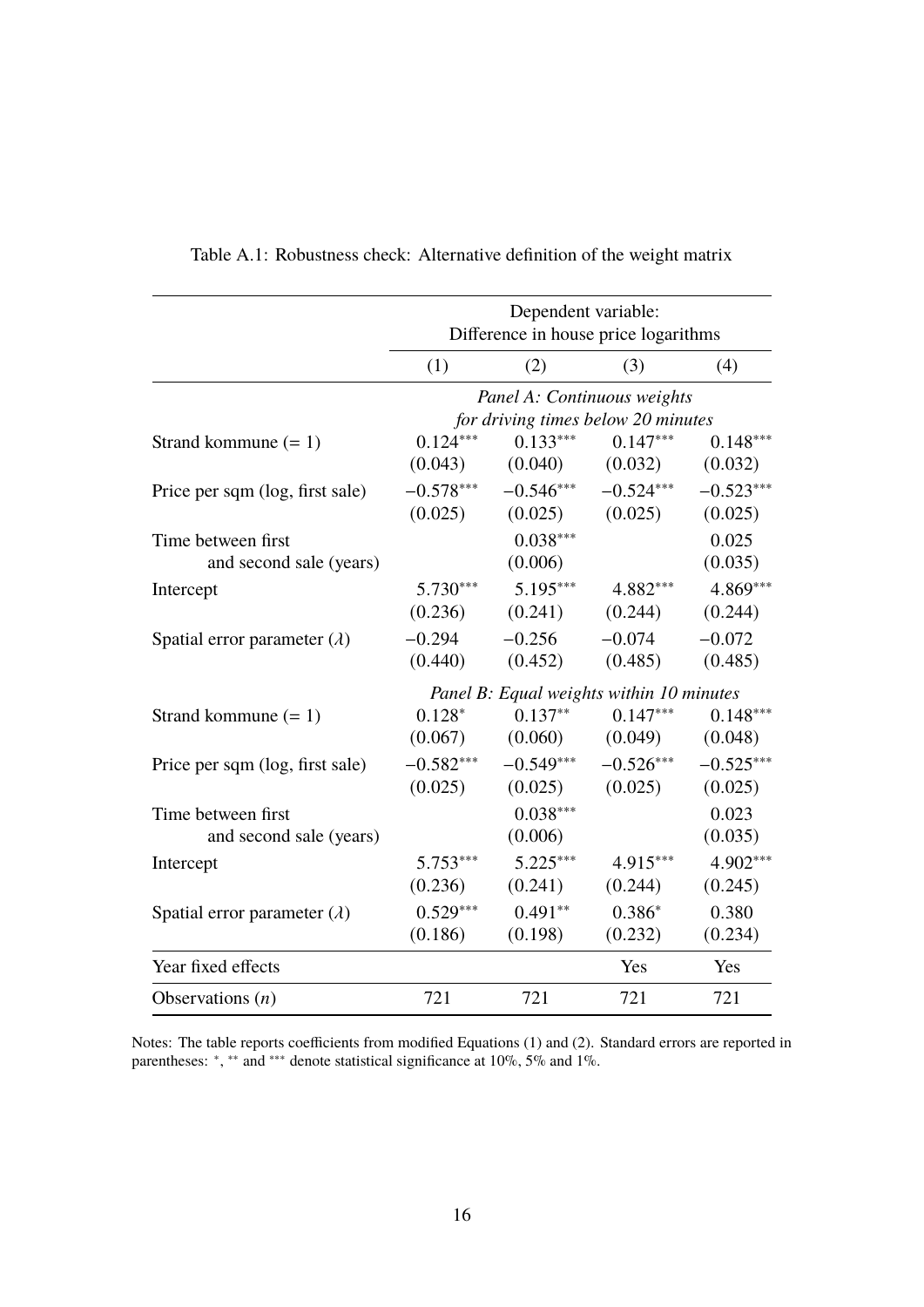Table A.1: Robustness check: Alternative definition of the weight matrix

| | Dependent variable: Difference in house price logarithms | | | |
|---|---|---|---|---|
| | (1) | (2) | (3) | (4) |
| | *Panel A: Continuous weights for driving times below 20 minutes* | | | |
| Strand kommune (= 1) | 0.124*** | 0.133*** | 0.147*** | 0.148*** |
| | (0.043) | (0.040) | (0.032) | (0.032) |
| Price per sqm (log, first sale) | −0.578*** | −0.546*** | −0.524*** | −0.523*** |
| | (0.025) | (0.025) | (0.025) | (0.025) |
| Time between first and second sale (years) | | 0.038*** | | 0.025 |
| | | (0.006) | | (0.035) |
| Intercept | 5.730*** | 5.195*** | 4.882*** | 4.869*** |
| | (0.236) | (0.241) | (0.244) | (0.244) |
| Spatial error parameter ($\lambda$) | −0.294 | −0.256 | −0.074 | −0.072 |
| | (0.440) | (0.452) | (0.485) | (0.485) |
| | *Panel B: Equal weights within 10 minutes* | | | |
| Strand kommune (= 1) | 0.128* | 0.137** | 0.147*** | 0.148*** |
| | (0.067) | (0.060) | (0.049) | (0.048) |
| Price per sqm (log, first sale) | −0.582*** | −0.549*** | −0.526*** | −0.525*** |
| | (0.025) | (0.025) | (0.025) | (0.025) |
| Time between first and second sale (years) | | 0.038*** | | 0.023 |
| | | (0.006) | | (0.035) |
| Intercept | 5.753*** | 5.225*** | 4.915*** | 4.902*** |
| | (0.236) | (0.241) | (0.244) | (0.245) |
| Spatial error parameter ($\lambda$) | 0.529*** | 0.491** | 0.386* | 0.380 |
| | (0.186) | (0.198) | (0.232) | (0.234) |
| Year fixed effects | | | Yes | Yes |
| Observations ($n$) | 721 | 721 | 721 | 721 |

Notes: The table reports coefficients from modified Equations (1) and (2). Standard errors are reported in parentheses: *, ** and *** denote statistical significance at 10%, 5% and 1%.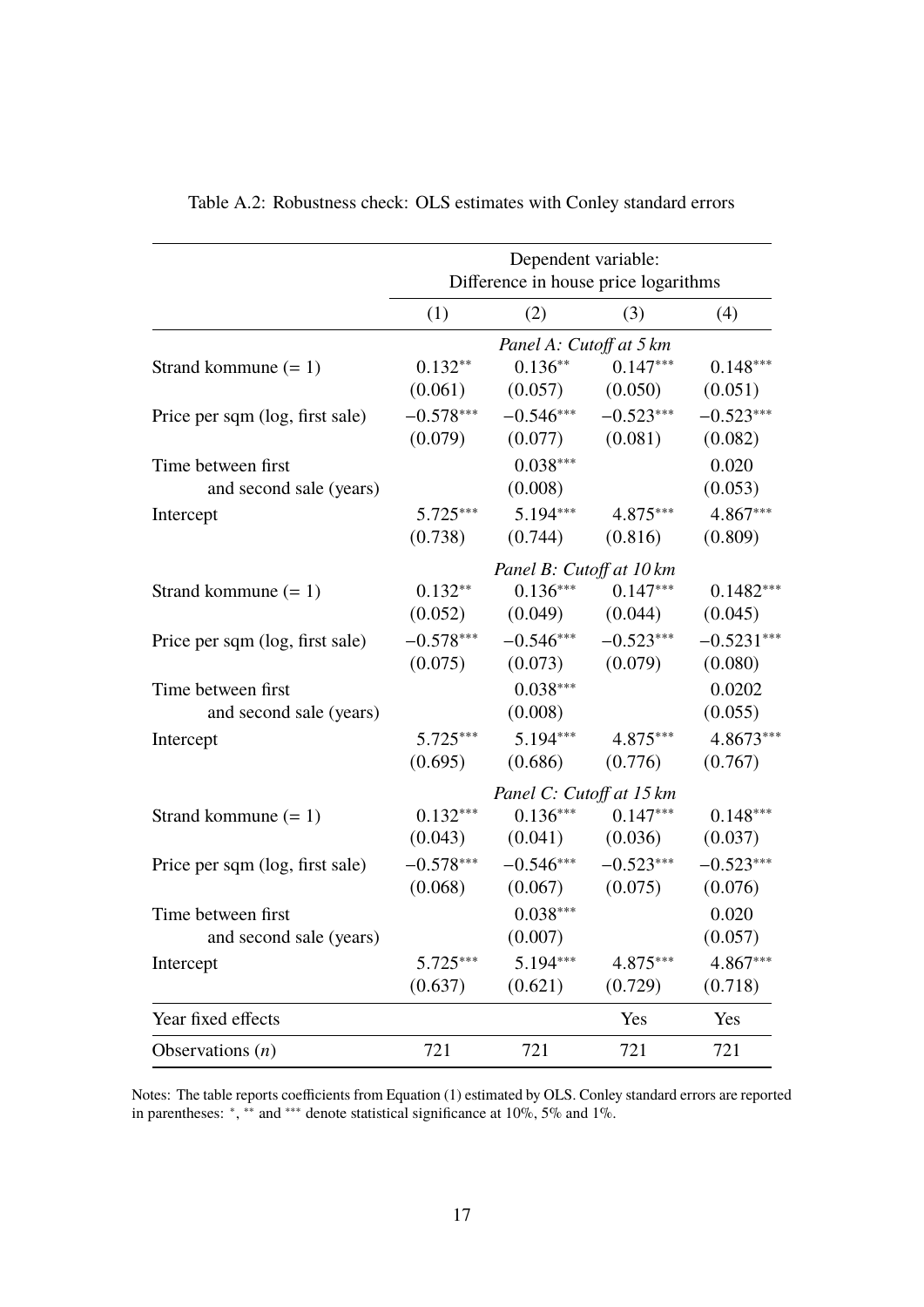Table A.2: Robustness check: OLS estimates with Conley standard errors

| | Dependent variable: Difference in house price logarithms | | | |
|---|---|---|---|---|
| | (1) | (2) | (3) | (4) |
| | *Panel A: Cutoff at 5 km* | | | |
| Strand kommune (= 1) | $0.132^{**}$ | $0.136^{**}$ | $0.147^{***}$ | $0.148^{***}$ |
| | (0.061) | (0.057) | (0.050) | (0.051) |
| Price per sqm (log, first sale) | $-0.578^{***}$ | $-0.546^{***}$ | $-0.523^{***}$ | $-0.523^{***}$ |
| | (0.079) | (0.077) | (0.081) | (0.082) |
| Time between first and second sale (years) | | $0.038^{***}$ | | 0.020 |
| | | (0.008) | | (0.053) |
| Intercept | $5.725^{***}$ | $5.194^{***}$ | $4.875^{***}$ | $4.867^{***}$ |
| | (0.738) | (0.744) | (0.816) | (0.809) |
| | *Panel B: Cutoff at 10 km* | | | |
| Strand kommune (= 1) | $0.132^{**}$ | $0.136^{***}$ | $0.147^{***}$ | $0.1482^{***}$ |
| | (0.052) | (0.049) | (0.044) | (0.045) |
| Price per sqm (log, first sale) | $-0.578^{***}$ | $-0.546^{***}$ | $-0.523^{***}$ | $-0.5231^{***}$ |
| | (0.075) | (0.073) | (0.079) | (0.080) |
| Time between first and second sale (years) | | $0.038^{***}$ | | 0.0202 |
| | | (0.008) | | (0.055) |
| Intercept | $5.725^{***}$ | $5.194^{***}$ | $4.875^{***}$ | $4.8673^{***}$ |
| | (0.695) | (0.686) | (0.776) | (0.767) |
| | *Panel C: Cutoff at 15 km* | | | |
| Strand kommune (= 1) | $0.132^{***}$ | $0.136^{***}$ | $0.147^{***}$ | $0.148^{***}$ |
| | (0.043) | (0.041) | (0.036) | (0.037) |
| Price per sqm (log, first sale) | $-0.578^{***}$ | $-0.546^{***}$ | $-0.523^{***}$ | $-0.523^{***}$ |
| | (0.068) | (0.067) | (0.075) | (0.076) |
| Time between first and second sale (years) | | $0.038^{***}$ | | 0.020 |
| | | (0.007) | | (0.057) |
| Intercept | $5.725^{***}$ | $5.194^{***}$ | $4.875^{***}$ | $4.867^{***}$ |
| | (0.637) | (0.621) | (0.729) | (0.718) |
| Year fixed effects | | | Yes | Yes |
| Observations ($n$) | 721 | 721 | 721 | 721 |

Notes: The table reports coefficients from Equation (1) estimated by OLS. Conley standard errors are reported in parentheses: $^{*}$, $^{**}$ and $^{***}$ denote statistical significance at 10%, 5% and 1%.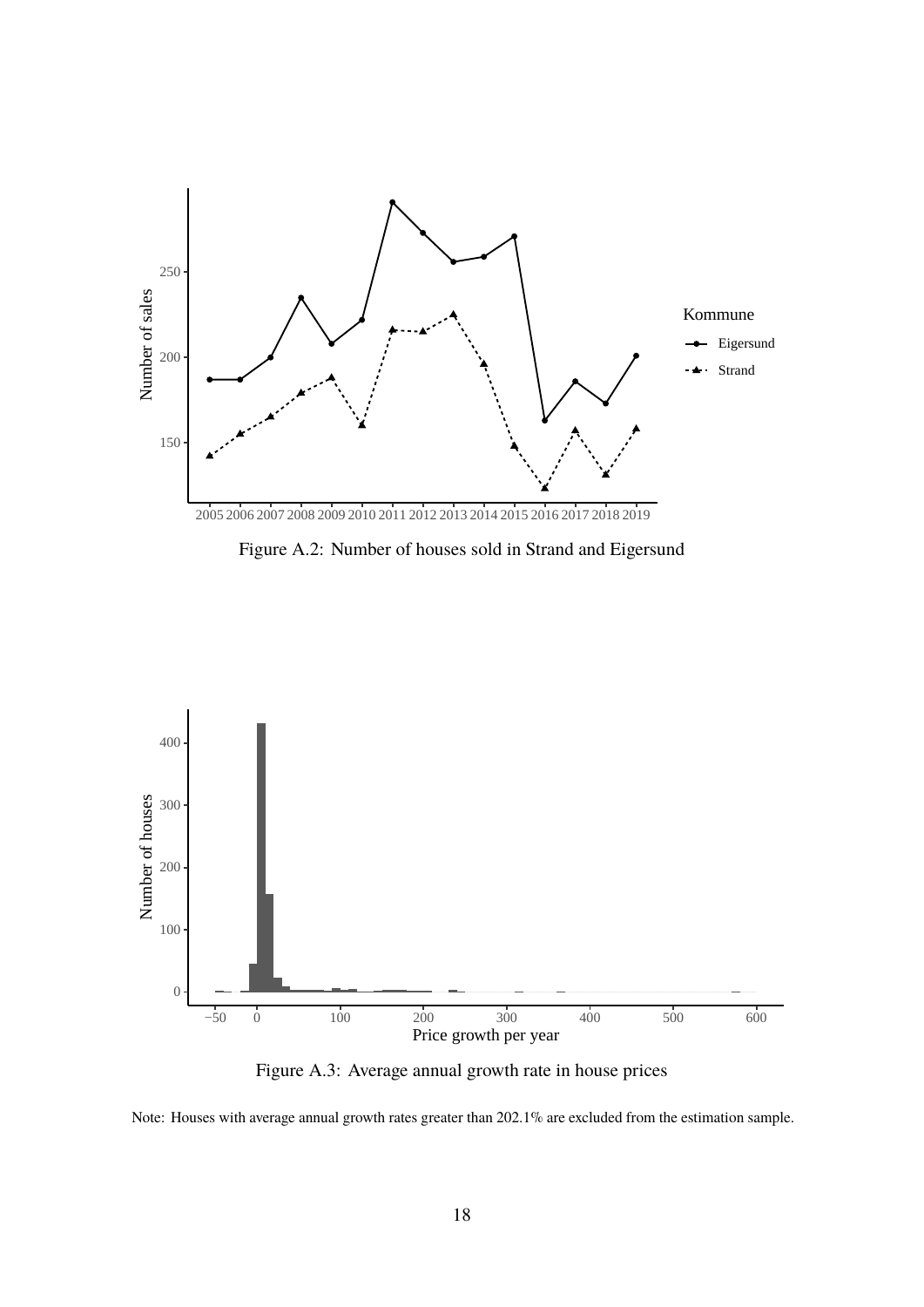Figure A.2: Number of houses sold in Strand and Eigersund

Figure A.3: Average annual growth rate in house prices

Note: Houses with average annual growth rates greater than 202.1% are excluded from the estimation sample.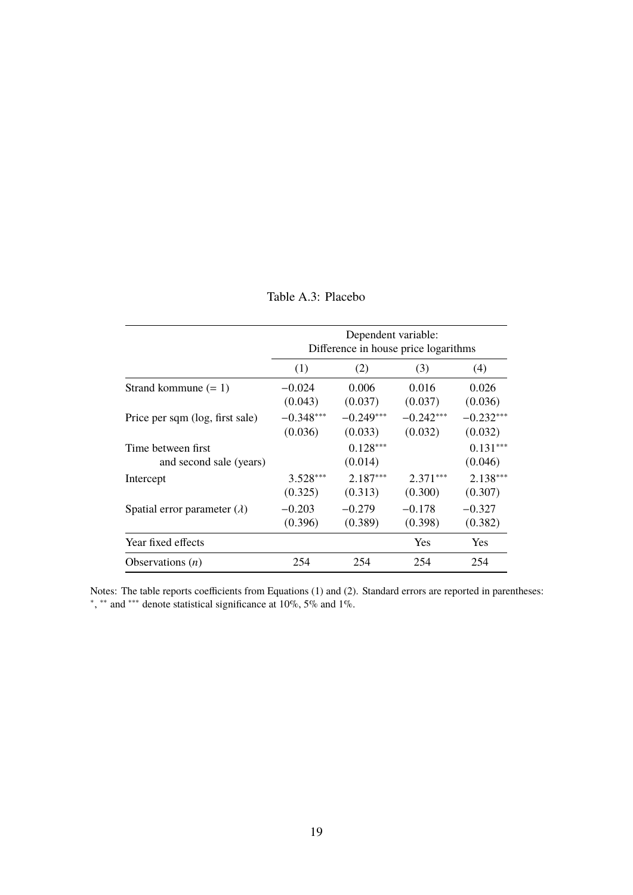Table A.3: Placebo

| | Dependent variable: Difference in house price logarithms | | | |
|---|---|---|---|---|
| | (1) | (2) | (3) | (4) |
| Strand kommune (= 1) | −0.024 | 0.006 | 0.016 | 0.026 |
| | (0.043) | (0.037) | (0.037) | (0.036) |
| Price per sqm (log, first sale) | −0.348*** | −0.249*** | −0.242*** | −0.232*** |
| | (0.036) | (0.033) | (0.032) | (0.032) |
| Time between first and second sale (years) | | 0.128*** | | 0.131*** |
| | | (0.014) | | (0.046) |
| Intercept | 3.528*** | 2.187*** | 2.371*** | 2.138*** |
| | (0.325) | (0.313) | (0.300) | (0.307) |
| Spatial error parameter ($\lambda$) | −0.203 | −0.279 | −0.178 | −0.327 |
| | (0.396) | (0.389) | (0.398) | (0.382) |
| Year fixed effects | | | Yes | Yes |
| Observations ($n$) | 254 | 254 | 254 | 254 |

Notes: The table reports coefficients from Equations (1) and (2). Standard errors are reported in parentheses: *, ** and *** denote statistical significance at 10%, 5% and 1%.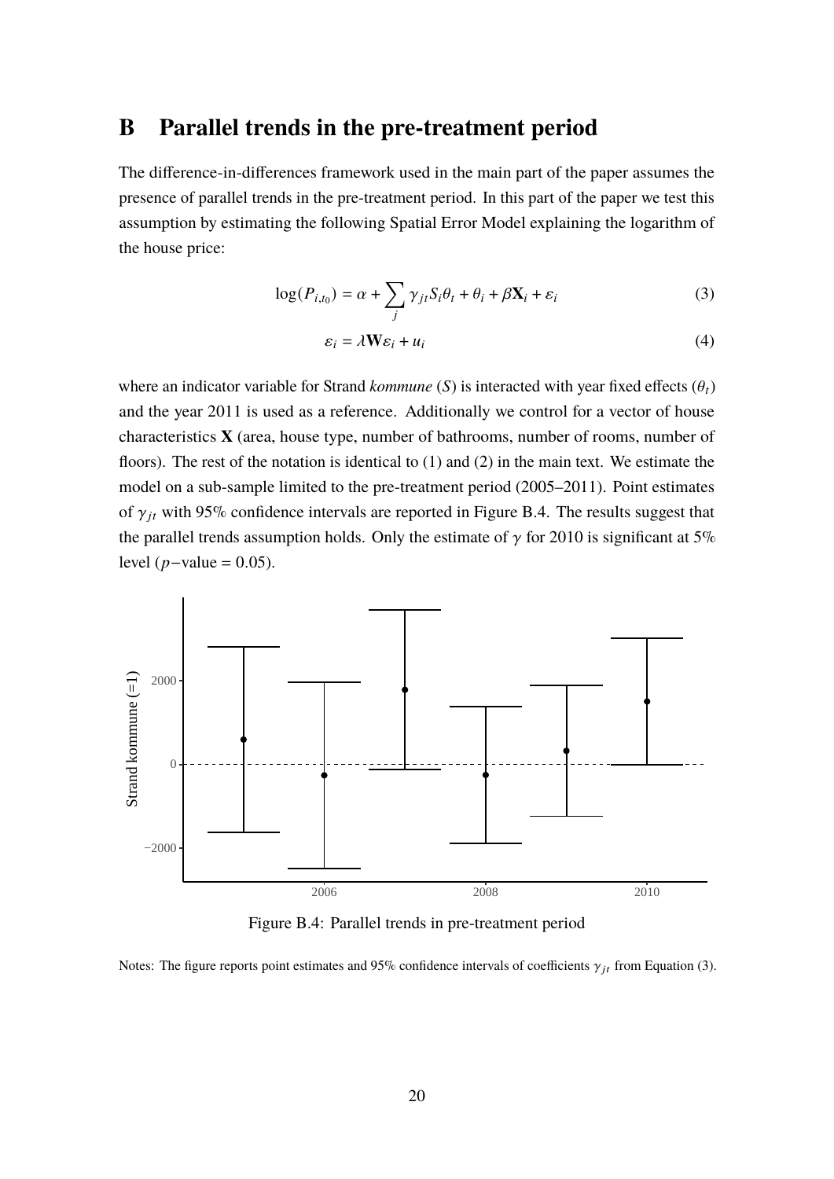# B Parallel trends in the pre-treatment period

The difference-in-differences framework used in the main part of the paper assumes the presence of parallel trends in the pre-treatment period. In this part of the paper we test this assumption by estimating the following Spatial Error Model explaining the logarithm of the house price:

$$\log(P_{i,t_0}) = \alpha + \sum_j \gamma_{jt} S_i \theta_t + \theta_i + \beta \mathbf{X}_i + \varepsilon_i \tag{3}$$

$$\varepsilon_i = \lambda \mathbf{W} \varepsilon_i + u_i \tag{4}$$

where an indicator variable for Strand *kommune* ($S$) is interacted with year fixed effects ($\theta_t$) and the year 2011 is used as a reference. Additionally we control for a vector of house characteristics $\mathbf{X}$ (area, house type, number of bathrooms, number of rooms, number of floors). The rest of the notation is identical to (1) and (2) in the main text. We estimate the model on a sub-sample limited to the pre-treatment period (2005–2011). Point estimates of $\gamma_{jt}$ with 95% confidence intervals are reported in Figure B.4. The results suggest that the parallel trends assumption holds. Only the estimate of $\gamma$ for 2010 is significant at 5% level ($p$−value = 0.05).

Figure B.4: Parallel trends in pre-treatment period

Notes: The figure reports point estimates and 95% confidence intervals of coefficients $\gamma_{jt}$ from Equation (3).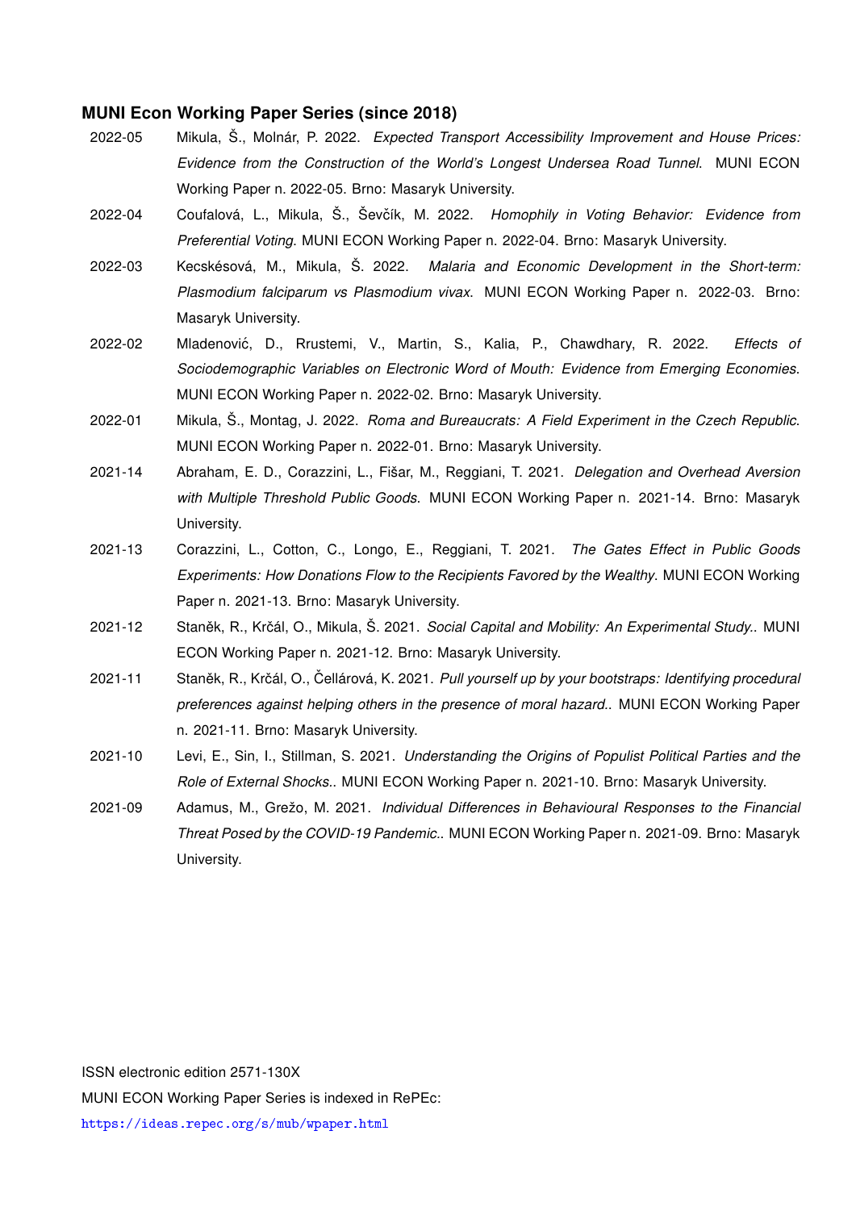## MUNI Econ Working Paper Series (since 2018)

2022-05 Mikula, Š., Molnár, P. 2022. *Expected Transport Accessibility Improvement and House Prices: Evidence from the Construction of the World's Longest Undersea Road Tunnel*. MUNI ECON Working Paper n. 2022-05. Brno: Masaryk University.

2022-04 Coufalová, L., Mikula, Š., Ševčík, M. 2022. *Homophily in Voting Behavior: Evidence from Preferential Voting*. MUNI ECON Working Paper n. 2022-04. Brno: Masaryk University.

2022-03 Kecskésová, M., Mikula, Š. 2022. *Malaria and Economic Development in the Short-term: Plasmodium falciparum vs Plasmodium vivax*. MUNI ECON Working Paper n. 2022-03. Brno: Masaryk University.

2022-02 Mladenović, D., Rrustemi, V., Martin, S., Kalia, P., Chawdhary, R. 2022. *Effects of Sociodemographic Variables on Electronic Word of Mouth: Evidence from Emerging Economies*. MUNI ECON Working Paper n. 2022-02. Brno: Masaryk University.

2022-01 Mikula, Š., Montag, J. 2022. *Roma and Bureaucrats: A Field Experiment in the Czech Republic*. MUNI ECON Working Paper n. 2022-01. Brno: Masaryk University.

2021-14 Abraham, E. D., Corazzini, L., Fišar, M., Reggiani, T. 2021. *Delegation and Overhead Aversion with Multiple Threshold Public Goods*. MUNI ECON Working Paper n. 2021-14. Brno: Masaryk University.

2021-13 Corazzini, L., Cotton, C., Longo, E., Reggiani, T. 2021. *The Gates Effect in Public Goods Experiments: How Donations Flow to the Recipients Favored by the Wealthy*. MUNI ECON Working Paper n. 2021-13. Brno: Masaryk University.

2021-12 Staněk, R., Krčál, O., Mikula, Š. 2021. *Social Capital and Mobility: An Experimental Study.*. MUNI ECON Working Paper n. 2021-12. Brno: Masaryk University.

2021-11 Staněk, R., Krčál, O., Čellárová, K. 2021. *Pull yourself up by your bootstraps: Identifying procedural preferences against helping others in the presence of moral hazard.*. MUNI ECON Working Paper n. 2021-11. Brno: Masaryk University.

2021-10 Levi, E., Sin, I., Stillman, S. 2021. *Understanding the Origins of Populist Political Parties and the Role of External Shocks.*. MUNI ECON Working Paper n. 2021-10. Brno: Masaryk University.

2021-09 Adamus, M., Grežo, M. 2021. *Individual Differences in Behavioural Responses to the Financial Threat Posed by the COVID-19 Pandemic.*. MUNI ECON Working Paper n. 2021-09. Brno: Masaryk University.

ISSN electronic edition 2571-130X

MUNI ECON Working Paper Series is indexed in RePEc:

https://ideas.repec.org/s/mub/wpaper.html